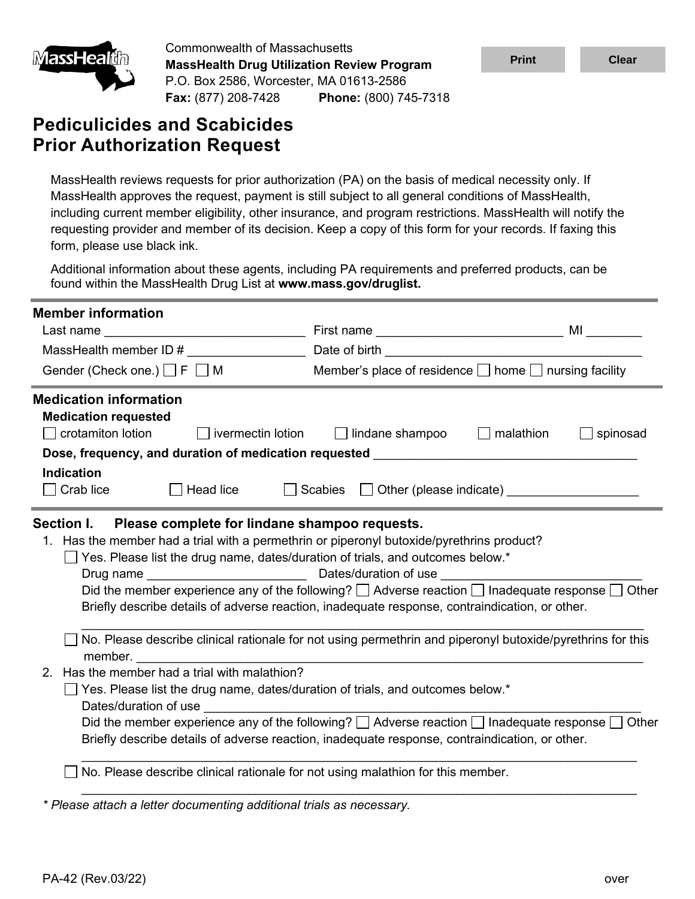Commonwealth of Massachusetts
**MassHealth Drug Utilization Review Program**
P.O. Box 2586, Worcester, MA 01613-2586
**Fax:** (877) 208-7428 **Phone:** (800) 745-7318

# Pediculicides and Scabicides Prior Authorization Request

MassHealth reviews requests for prior authorization (PA) on the basis of medical necessity only. If MassHealth approves the request, payment is still subject to all general conditions of MassHealth, including current member eligibility, other insurance, and program restrictions. MassHealth will notify the requesting provider and member of its decision. Keep a copy of this form for your records. If faxing this form, please use black ink.

Additional information about these agents, including PA requirements and preferred products, can be found within the MassHealth Drug List at **www.mass.gov/druglist.**

## Member information

Last name ____________________________ First name ___________________________ MI ________

MassHealth member ID # ________________ Date of birth ____________________________________

Gender (Check one.) ☐ F ☐ M Member's place of residence ☐ home ☐ nursing facility

## Medication information

**Medication requested**

☐ crotamiton lotion ☐ ivermectin lotion ☐ lindane shampoo ☐ malathion ☐ spinosad

**Dose, frequency, and duration of medication requested** ____________________________________

**Indication**

☐ Crab lice ☐ Head lice ☐ Scabies ☐ Other (please indicate) __________________

## Section I. Please complete for lindane shampoo requests.

1. Has the member had a trial with a permethrin or piperonyl butoxide/pyrethrins product?
   - ☐ Yes. Please list the drug name, dates/duration of trials, and outcomes below.*
     Drug name ______________________ Dates/duration of use ____________________________
     Did the member experience any of the following? ☐ Adverse reaction ☐ Inadequate response ☐ Other
     Briefly describe details of adverse reaction, inadequate response, contraindication, or other.
     ________________________________________________________________________________
   - ☐ No. Please describe clinical rationale for not using permethrin and piperonyl butoxide/pyrethrins for this member. ________________________________________________________________________
2. Has the member had a trial with malathion?
   - ☐ Yes. Please list the drug name, dates/duration of trials, and outcomes below.*
     Dates/duration of use ______________________________________________________________
     Did the member experience any of the following? ☐ Adverse reaction ☐ Inadequate response ☐ Other
     Briefly describe details of adverse reaction, inadequate response, contraindication, or other.
     ________________________________________________________________________________
   - ☐ No. Please describe clinical rationale for not using malathion for this member.
     ________________________________________________________________________________

*\* Please attach a letter documenting additional trials as necessary.*

PA-42 (Rev.03/22) over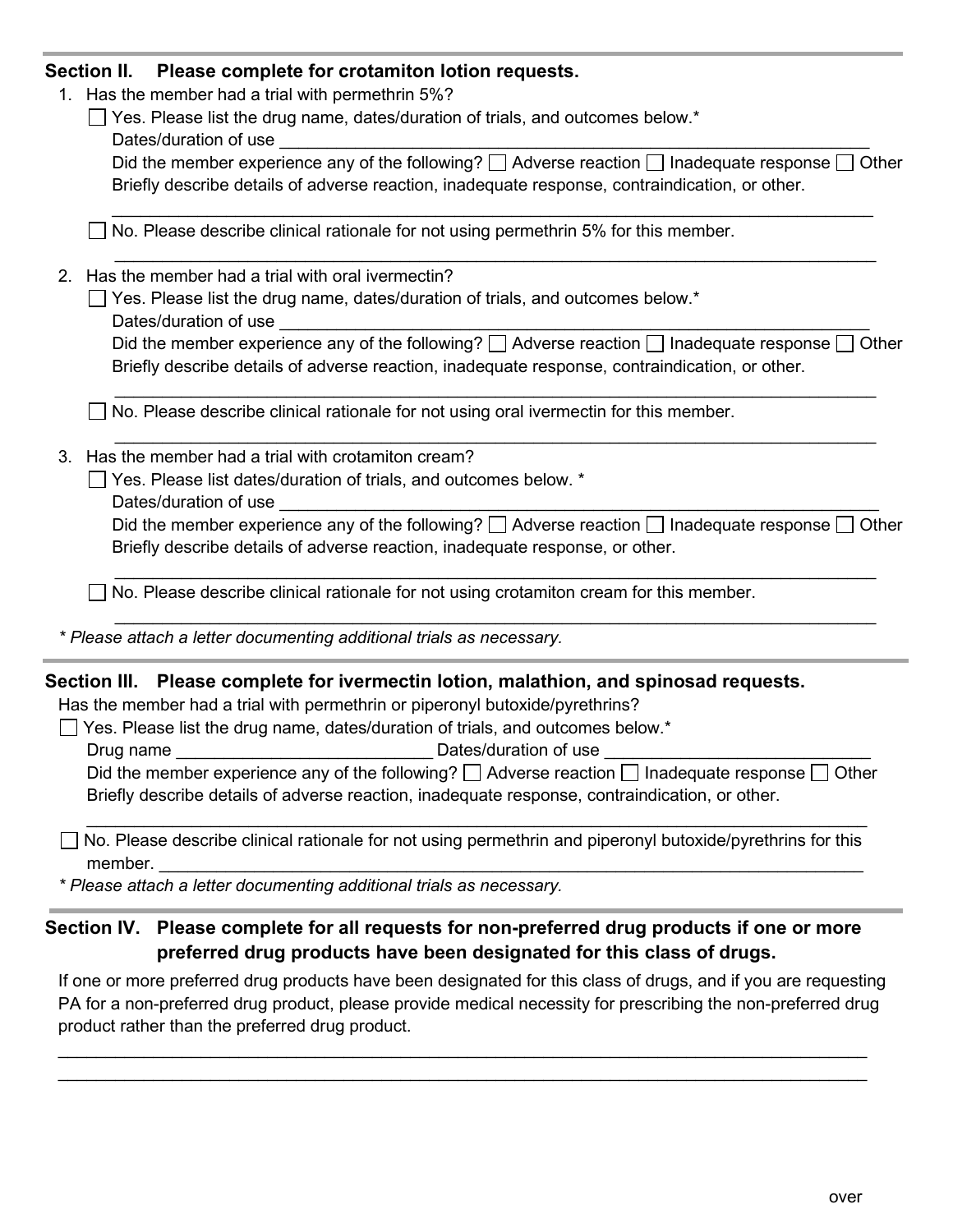## Section II. Please complete for crotamiton lotion requests.

1. Has the member had a trial with permethrin 5%?

   ☐ Yes. Please list the drug name, dates/duration of trials, and outcomes below.*

   Dates/duration of use ____________________________________________________________

   Did the member experience any of the following? ☐ Adverse reaction ☐ Inadequate response ☐ Other

   Briefly describe details of adverse reaction, inadequate response, contraindication, or other.

   ____________________________________________________________________________________

   ☐ No. Please describe clinical rationale for not using permethrin 5% for this member.

   ____________________________________________________________________________________

2. Has the member had a trial with oral ivermectin?

   ☐ Yes. Please list the drug name, dates/duration of trials, and outcomes below.*

   Dates/duration of use ____________________________________________________________

   Did the member experience any of the following? ☐ Adverse reaction ☐ Inadequate response ☐ Other

   Briefly describe details of adverse reaction, inadequate response, contraindication, or other.

   ____________________________________________________________________________________

   ☐ No. Please describe clinical rationale for not using oral ivermectin for this member.

   ____________________________________________________________________________________

3. Has the member had a trial with crotamiton cream?

   ☐ Yes. Please list dates/duration of trials, and outcomes below. *

   Dates/duration of use ____________________________________________________________

   Did the member experience any of the following? ☐ Adverse reaction ☐ Inadequate response ☐ Other

   Briefly describe details of adverse reaction, inadequate response, or other.

   ____________________________________________________________________________________

   ☐ No. Please describe clinical rationale for not using crotamiton cream for this member.

   ____________________________________________________________________________________

*\* Please attach a letter documenting additional trials as necessary.*

## Section III. Please complete for ivermectin lotion, malathion, and spinosad requests.

Has the member had a trial with permethrin or piperonyl butoxide/pyrethrins?

☐ Yes. Please list the drug name, dates/duration of trials, and outcomes below.*

Drug name ___________________________ Dates/duration of use ___________________________

Did the member experience any of the following? ☐ Adverse reaction ☐ Inadequate response ☐ Other

Briefly describe details of adverse reaction, inadequate response, contraindication, or other.

____________________________________________________________________________________

☐ No. Please describe clinical rationale for not using permethrin and piperonyl butoxide/pyrethrins for this member. ____________________________________________________________________________

*\* Please attach a letter documenting additional trials as necessary.*

## Section IV. Please complete for all requests for non-preferred drug products if one or more preferred drug products have been designated for this class of drugs.

If one or more preferred drug products have been designated for this class of drugs, and if you are requesting PA for a non-preferred drug product, please provide medical necessity for prescribing the non-preferred drug product rather than the preferred drug product.

____________________________________________________________________________________

____________________________________________________________________________________

over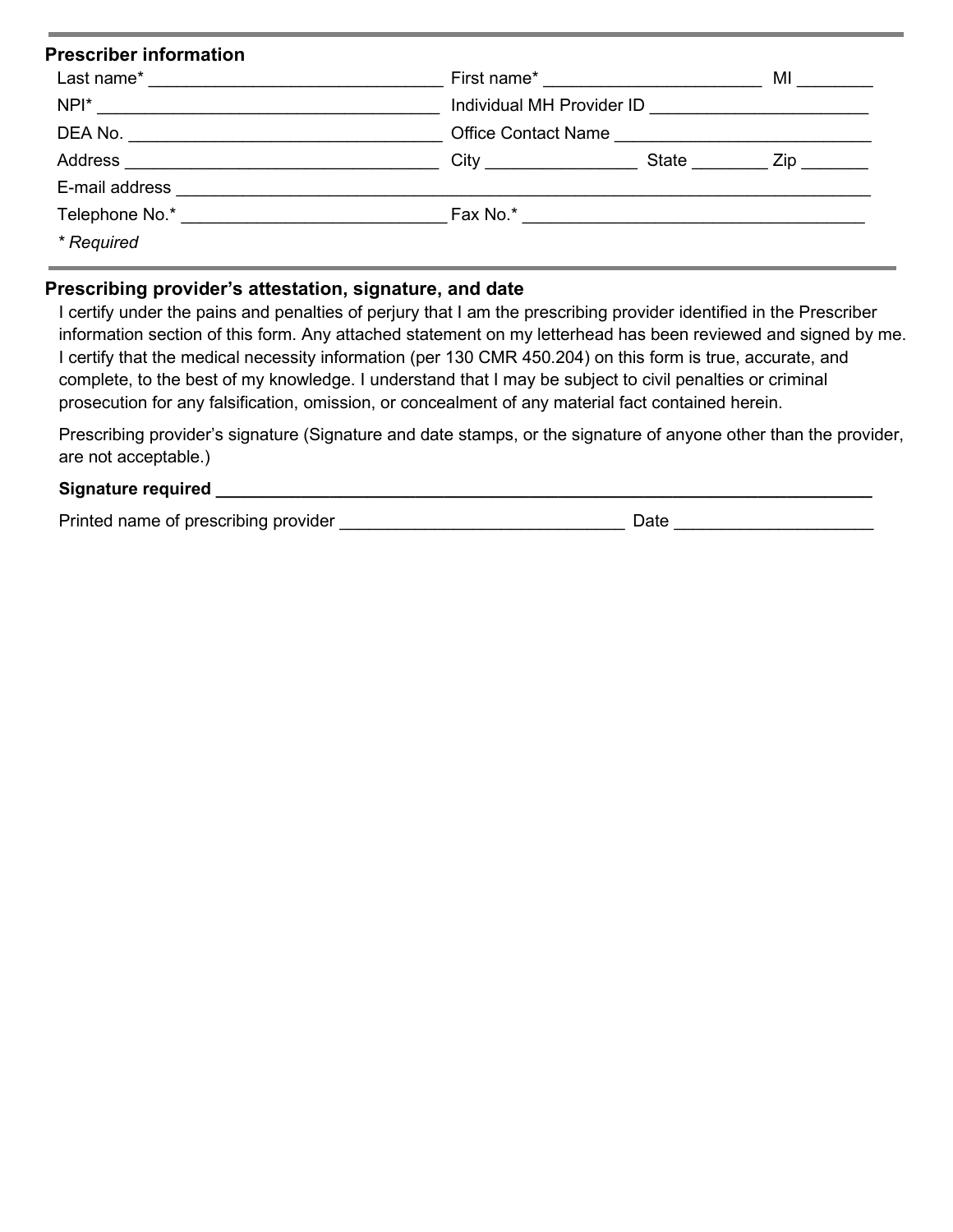## Prescriber information

Last name* ______________________________ First name* ______________________ MI _______

NPI* __________________________________ Individual MH Provider ID ______________________

DEA No. ________________________________ Office Contact Name __________________________

Address ________________________________ City _______________ State ________ Zip _______

E-mail address ______________________________________________________________________

Telephone No.* ___________________________ Fax No.* __________________________________

*\* Required*

## Prescribing provider's attestation, signature, and date

I certify under the pains and penalties of perjury that I am the prescribing provider identified in the Prescriber information section of this form. Any attached statement on my letterhead has been reviewed and signed by me. I certify that the medical necessity information (per 130 CMR 450.204) on this form is true, accurate, and complete, to the best of my knowledge. I understand that I may be subject to civil penalties or criminal prosecution for any falsification, omission, or concealment of any material fact contained herein.

Prescribing provider's signature (Signature and date stamps, or the signature of anyone other than the provider, are not acceptable.)

**Signature required ______________________________________________________________**

Printed name of prescribing provider _____________________________ Date ____________________